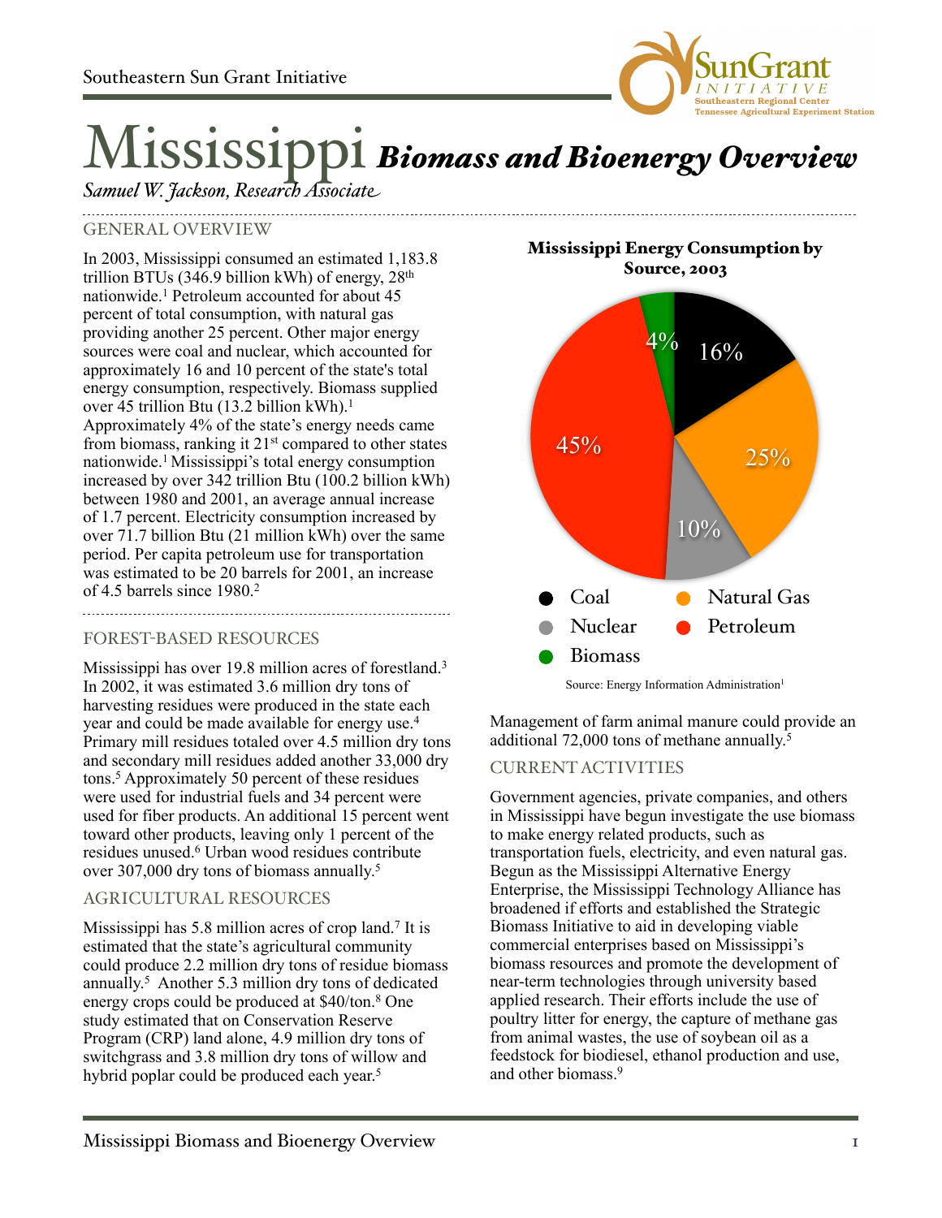Southeastern Sun Grant Initiative

# Mississippi *Biomass and Bioenergy Overview*

*Samuel W. Jackson, Research Associate*

## GENERAL OVERVIEW

In 2003, Mississippi consumed an estimated 1,183.8 trillion BTUs (346.9 billion kWh) of energy, 28th nationwide.[1] Petroleum accounted for about 45 percent of total consumption, with natural gas providing another 25 percent. Other major energy sources were coal and nuclear, which accounted for approximately 16 and 10 percent of the state's total energy consumption, respectively. Biomass supplied over 45 trillion Btu (13.2 billion kWh).[1] Approximately 4% of the state's energy needs came from biomass, ranking it 21st compared to other states nationwide.[1] Mississippi's total energy consumption increased by over 342 trillion Btu (100.2 billion kWh) between 1980 and 2001, an average annual increase of 1.7 percent. Electricity consumption increased by over 71.7 billion Btu (21 million kWh) over the same period. Per capita petroleum use for transportation was estimated to be 20 barrels for 2001, an increase of 4.5 barrels since 1980.[2]

**Mississippi Energy Consumption by Source, 2003**

| Source | Percent |
|---|---|
| Coal | 16% |
| Natural Gas | 25% |
| Nuclear | 10% |
| Petroleum | 45% |
| Biomass | 4% |

Source: Energy Information Administration[1]

## FOREST-BASED RESOURCES

Mississippi has over 19.8 million acres of forestland.[3] In 2002, it was estimated 3.6 million dry tons of harvesting residues were produced in the state each year and could be made available for energy use.[4] Primary mill residues totaled over 4.5 million dry tons and secondary mill residues added another 33,000 dry tons.[5] Approximately 50 percent of these residues were used for industrial fuels and 34 percent were used for fiber products. An additional 15 percent went toward other products, leaving only 1 percent of the residues unused.[6] Urban wood residues contribute over 307,000 dry tons of biomass annually.[5]

## AGRICULTURAL RESOURCES

Mississippi has 5.8 million acres of crop land.[7] It is estimated that the state's agricultural community could produce 2.2 million dry tons of residue biomass annually.[5] Another 5.3 million dry tons of dedicated energy crops could be produced at $40/ton.[8] One study estimated that on Conservation Reserve Program (CRP) land alone, 4.9 million dry tons of switchgrass and 3.8 million dry tons of willow and hybrid poplar could be produced each year.[5]

Management of farm animal manure could provide an additional 72,000 tons of methane annually.[5]

## CURRENT ACTIVITIES

Government agencies, private companies, and others in Mississippi have begun investigate the use biomass to make energy related products, such as transportation fuels, electricity, and even natural gas. Begun as the Mississippi Alternative Energy Enterprise, the Mississippi Technology Alliance has broadened if efforts and established the Strategic Biomass Initiative to aid in developing viable commercial enterprises based on Mississippi's biomass resources and promote the development of near-term technologies through university based applied research. Their efforts include the use of poultry litter for energy, the capture of methane gas from animal wastes, the use of soybean oil as a feedstock for biodiesel, ethanol production and use, and other biomass.[9]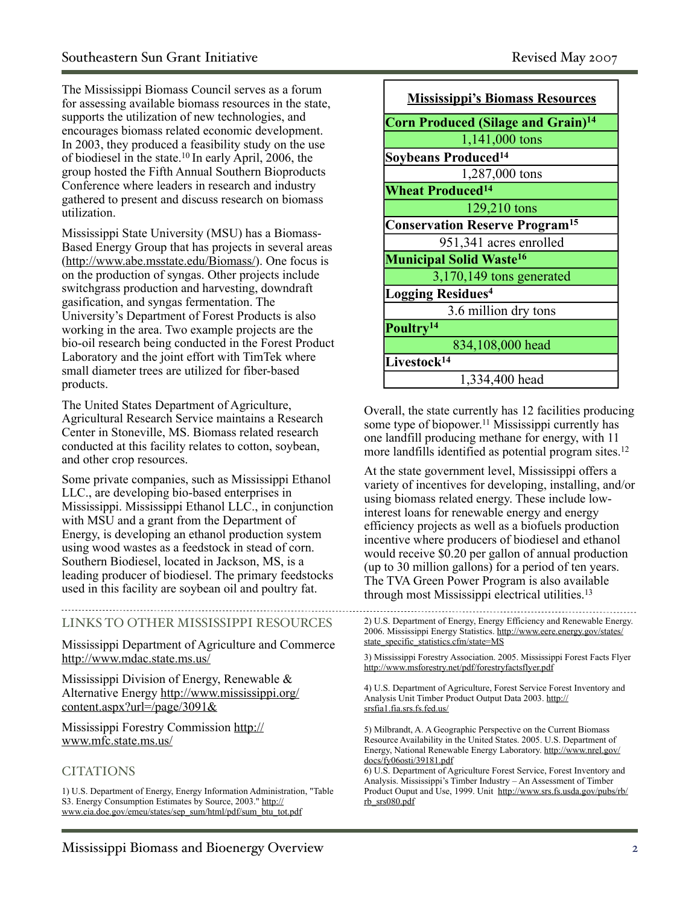The Mississippi Biomass Council serves as a forum for assessing available biomass resources in the state, supports the utilization of new technologies, and encourages biomass related economic development. In 2003, they produced a feasibility study on the use of biodiesel in the state.[10] In early April, 2006, the group hosted the Fifth Annual Southern Bioproducts Conference where leaders in research and industry gathered to present and discuss research on biomass utilization.

Mississippi State University (MSU) has a Biomass-Based Energy Group that has projects in several areas (http://www.abe.msstate.edu/Biomass/). One focus is on the production of syngas. Other projects include switchgrass production and harvesting, downdraft gasification, and syngas fermentation. The University's Department of Forest Products is also working in the area. Two example projects are the bio-oil research being conducted in the Forest Product Laboratory and the joint effort with TimTek where small diameter trees are utilized for fiber-based products.

The United States Department of Agriculture, Agricultural Research Service maintains a Research Center in Stoneville, MS. Biomass related research conducted at this facility relates to cotton, soybean, and other crop resources.

Some private companies, such as Mississippi Ethanol LLC., are developing bio-based enterprises in Mississippi. Mississippi Ethanol LLC., in conjunction with MSU and a grant from the Department of Energy, is developing an ethanol production system using wood wastes as a feedstock in stead of corn. Southern Biodiesel, located in Jackson, MS, is a leading producer of biodiesel. The primary feedstocks used in this facility are soybean oil and poultry fat.

| Mississippi's Biomass Resources |
|---|
| **Corn Produced (Silage and Grain)[14]** |
| 1,141,000 tons |
| **Soybeans Produced[14]** |
| 1,287,000 tons |
| **Wheat Produced[14]** |
| 129,210 tons |
| **Conservation Reserve Program[15]** |
| 951,341 acres enrolled |
| **Municipal Solid Waste[16]** |
| 3,170,149 tons generated |
| **Logging Residues[4]** |
| 3.6 million dry tons |
| **Poultry[14]** |
| 834,108,000 head |
| **Livestock[14]** |
| 1,334,400 head |

Overall, the state currently has 12 facilities producing some type of biopower.[11] Mississippi currently has one landfill producing methane for energy, with 11 more landfills identified as potential program sites.[12]

At the state government level, Mississippi offers a variety of incentives for developing, installing, and/or using biomass related energy. These include low-interest loans for renewable energy and energy efficiency projects as well as a biofuels production incentive where producers of biodiesel and ethanol would receive $0.20 per gallon of annual production (up to 30 million gallons) for a period of ten years. The TVA Green Power Program is also available through most Mississippi electrical utilities.[13]

## LINKS TO OTHER MISSISSIPPI RESOURCES

Mississippi Department of Agriculture and Commerce http://www.mdac.state.ms.us/

Mississippi Division of Energy, Renewable & Alternative Energy http://www.mississippi.org/content.aspx?url=/page/3091&

Mississippi Forestry Commission http://www.mfc.state.ms.us/

## CITATIONS

1) U.S. Department of Energy, Energy Information Administration, "Table S3. Energy Consumption Estimates by Source, 2003." http://www.eia.doe.gov/emeu/states/sep_sum/html/pdf/sum_btu_tot.pdf

2) U.S. Department of Energy, Energy Efficiency and Renewable Energy. 2006. Mississippi Energy Statistics. http://www.eere.energy.gov/states/state_specific_statistics.cfm/state=MS

3) Mississippi Forestry Association. 2005. Mississippi Forest Facts Flyer http://www.msforestry.net/pdf/forestryfactsflyer.pdf

4) U.S. Department of Agriculture, Forest Service Forest Inventory and Analysis Unit Timber Product Output Data 2003. http://srsfia1.fia.srs.fs.fed.us/

5) Milbrandt, A. A Geographic Perspective on the Current Biomass Resource Availability in the United States. 2005. U.S. Department of Energy, National Renewable Energy Laboratory. http://www.nrel.gov/docs/fy06osti/39181.pdf

6) U.S. Department of Agriculture Forest Service, Forest Inventory and Analysis. Mississippi's Timber Industry – An Assessment of Timber Product Ouput and Use, 1999. Unit http://www.srs.fs.usda.gov/pubs/rb/rb_srs080.pdf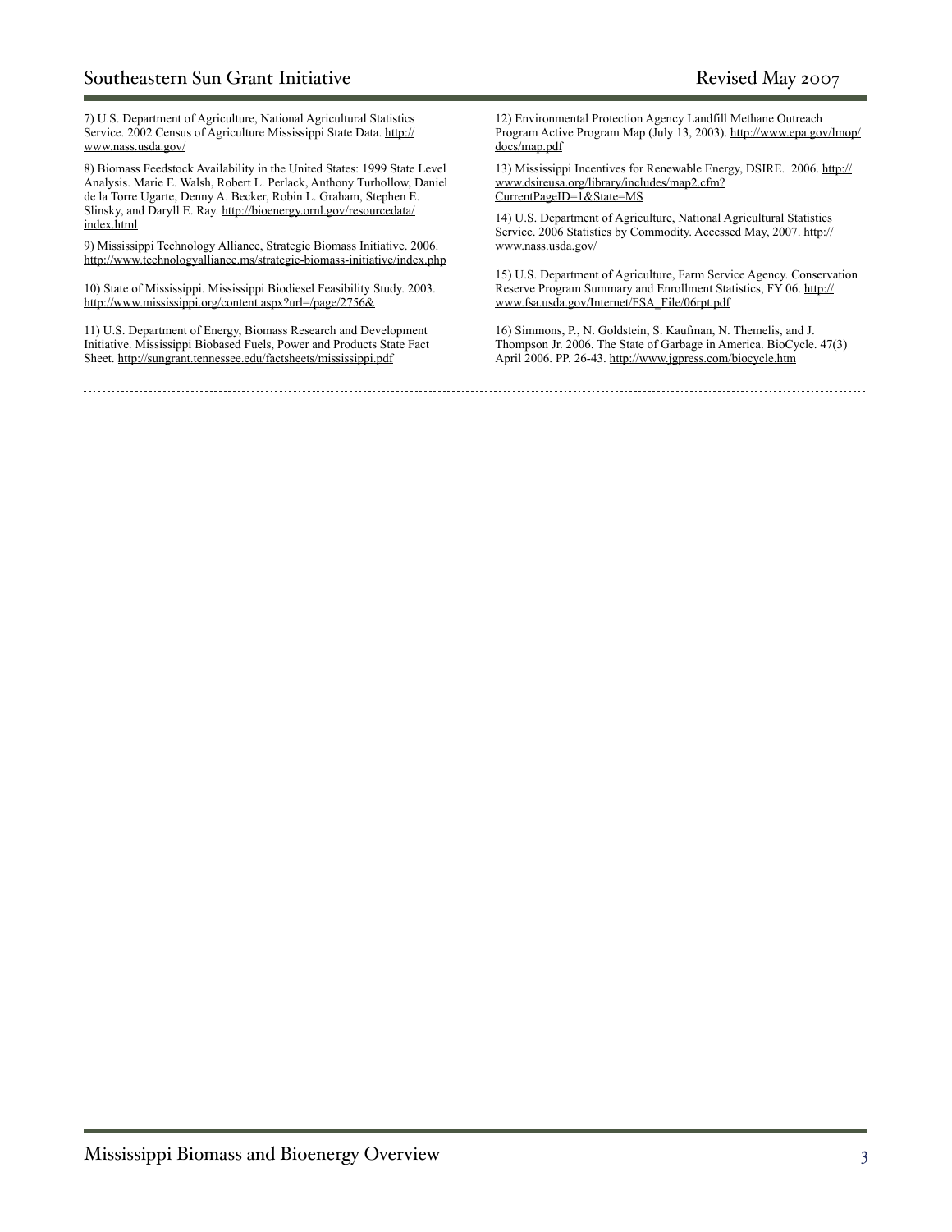7) U.S. Department of Agriculture, National Agricultural Statistics Service. 2002 Census of Agriculture Mississippi State Data. http://www.nass.usda.gov/

8) Biomass Feedstock Availability in the United States: 1999 State Level Analysis. Marie E. Walsh, Robert L. Perlack, Anthony Turhollow, Daniel de la Torre Ugarte, Denny A. Becker, Robin L. Graham, Stephen E. Slinsky, and Daryll E. Ray. http://bioenergy.ornl.gov/resourcedata/index.html

9) Mississippi Technology Alliance, Strategic Biomass Initiative. 2006. http://www.technologyalliance.ms/strategic-biomass-initiative/index.php

10) State of Mississippi. Mississippi Biodiesel Feasibility Study. 2003. http://www.mississippi.org/content.aspx?url=/page/2756&

11) U.S. Department of Energy, Biomass Research and Development Initiative. Mississippi Biobased Fuels, Power and Products State Fact Sheet. http://sungrant.tennessee.edu/factsheets/mississippi.pdf

12) Environmental Protection Agency Landfill Methane Outreach Program Active Program Map (July 13, 2003). http://www.epa.gov/lmop/docs/map.pdf

13) Mississippi Incentives for Renewable Energy, DSIRE. 2006. http://www.dsireusa.org/library/includes/map2.cfm?CurrentPageID=1&State=MS

14) U.S. Department of Agriculture, National Agricultural Statistics Service. 2006 Statistics by Commodity. Accessed May, 2007. http://www.nass.usda.gov/

15) U.S. Department of Agriculture, Farm Service Agency. Conservation Reserve Program Summary and Enrollment Statistics, FY 06. http://www.fsa.usda.gov/Internet/FSA_File/06rpt.pdf

16) Simmons, P., N. Goldstein, S. Kaufman, N. Themelis, and J. Thompson Jr. 2006. The State of Garbage in America. BioCycle. 47(3) April 2006. PP. 26-43. http://www.jgpress.com/biocycle.htm